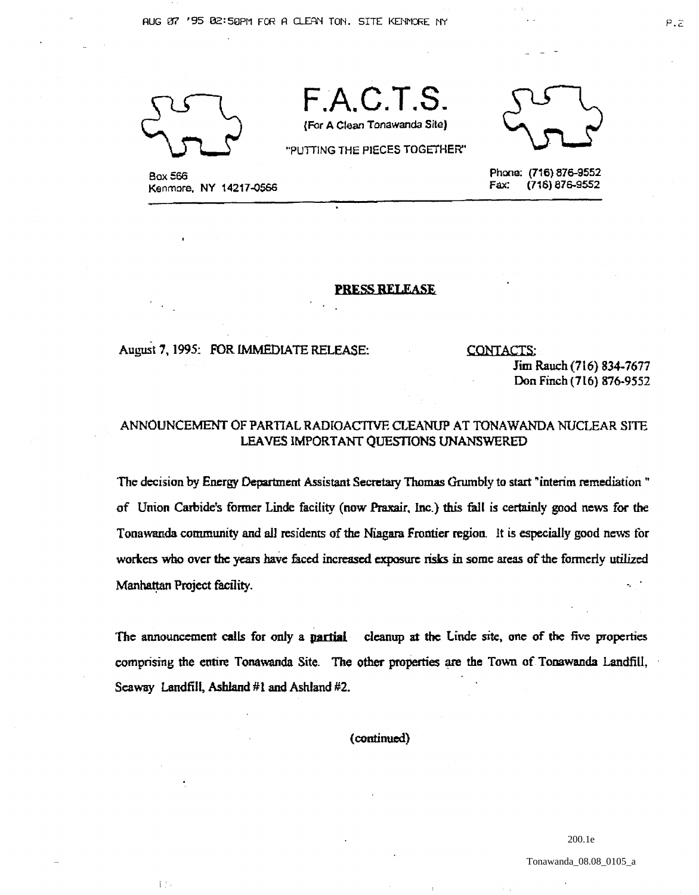# F.A.C.T.S.

(For A Clean Tonawanda Site)

"PUTTING THE PIECES TOGETHER"

Box 566
Kenmore, NY 14217-0566

Phone: (716) 876-9552
Fax: (716) 876-9552

---

**PRESS RELEASE**

August 7, 1995: FOR IMMEDIATE RELEASE:

CONTACTS:
Jim Rauch (716) 834-7677
Don Finch (716) 876-9552

## ANNOUNCEMENT OF PARTIAL RADIOACTIVE CLEANUP AT TONAWANDA NUCLEAR SITE LEAVES IMPORTANT QUESTIONS UNANSWERED

The decision by Energy Department Assistant Secretary Thomas Grumbly to start "interim remediation " of Union Carbide's former Linde facility (now Praxair, Inc.) this fall is certainly good news for the Tonawanda community and all residents of the Niagara Frontier region. It is especially good news for workers who over the years have faced increased exposure risks in some areas of the formerly utilized Manhattan Project facility.

The announcement calls for only a **partial** cleanup at the Linde site, one of the five properties comprising the entire Tonawanda Site. The other properties are the Town of Tonawanda Landfill, Seaway Landfill, Ashland #1 and Ashland #2.

(continued)

200.1e

Tonawanda_08.08_0105_a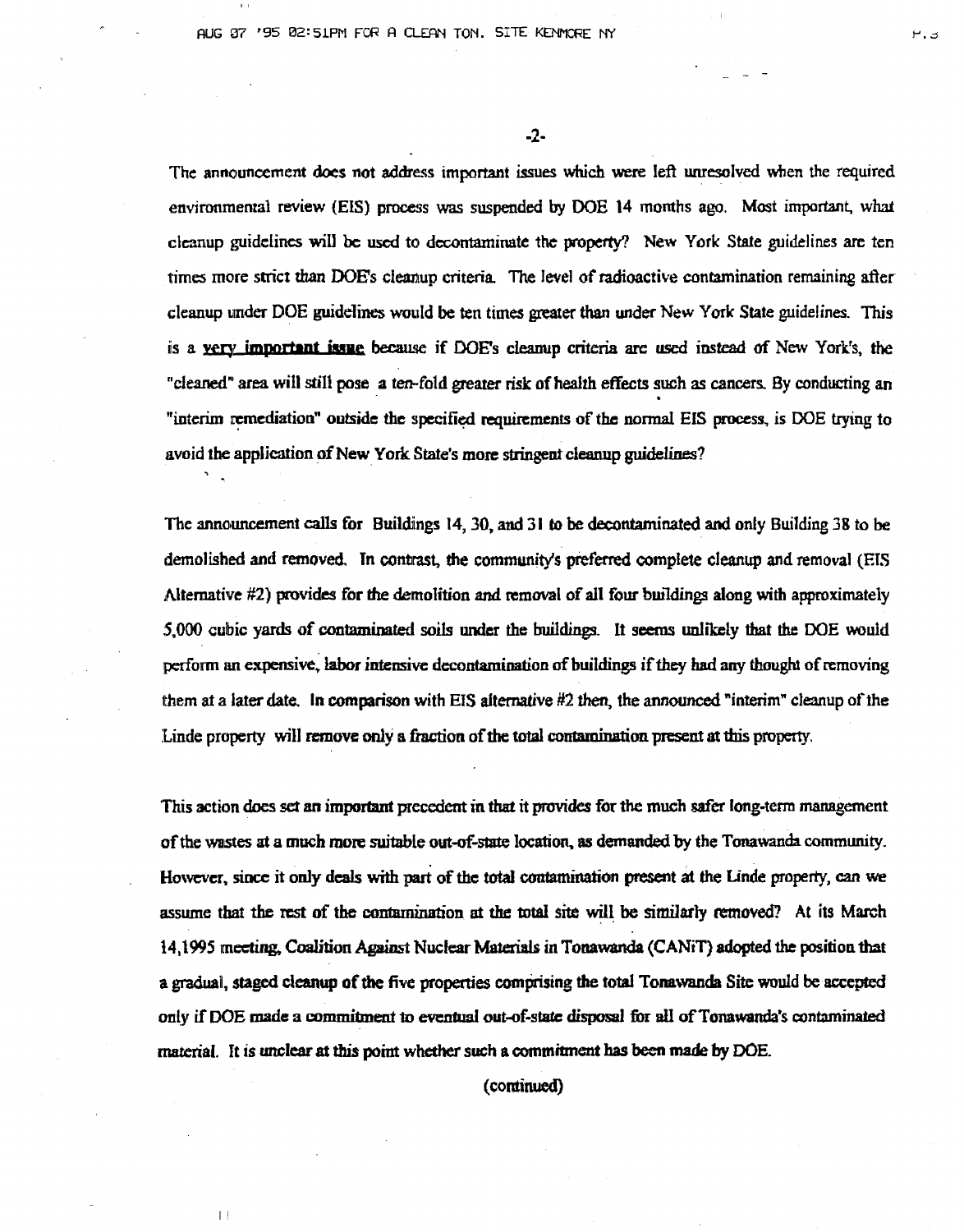The announcement does not address important issues which were left unresolved when the required environmental review (EIS) process was suspended by DOE 14 months ago. Most important, what cleanup guidelines will be used to decontaminate the property? New York State guidelines are ten times more strict than DOE's cleanup criteria. The level of radioactive contamination remaining after cleanup under DOE guidelines would be ten times greater than under New York State guidelines. This is a **very important issue** because if DOE's cleanup criteria are used instead of New York's, the "cleaned" area will still pose a ten-fold greater risk of health effects such as cancers. By conducting an "interim remediation" outside the specified requirements of the normal EIS process, is DOE trying to avoid the application of New York State's more stringent cleanup guidelines?

The announcement calls for Buildings 14, 30, and 31 to be decontaminated and only Building 38 to be demolished and removed. In contrast, the community's preferred complete cleanup and removal (EIS Alternative #2) provides for the demolition and removal of all four buildings along with approximately 5,000 cubic yards of contaminated soils under the buildings. It seems unlikely that the DOE would perform an expensive, labor intensive decontamination of buildings if they had any thought of removing them at a later date. In comparison with EIS alternative #2 then, the announced "interim" cleanup of the Linde property will remove only a fraction of the total contamination present at this property.

This action does set an important precedent in that it provides for the much safer long-term management of the wastes at a much more suitable out-of-state location, as demanded by the Tonawanda community. However, since it only deals with part of the total contamination present at the Linde property, can we assume that the rest of the contamination at the total site will be similarly removed? At its March 14,1995 meeting, Coalition Against Nuclear Materials in Tonawanda (CANiT) adopted the position that a gradual, staged cleanup of the five properties comprising the total Tonawanda Site would be accepted only if DOE made a commitment to eventual out-of-state disposal for all of Tonawanda's contaminated material. It is unclear at this point whether such a commitment has been made by DOE.

(continued)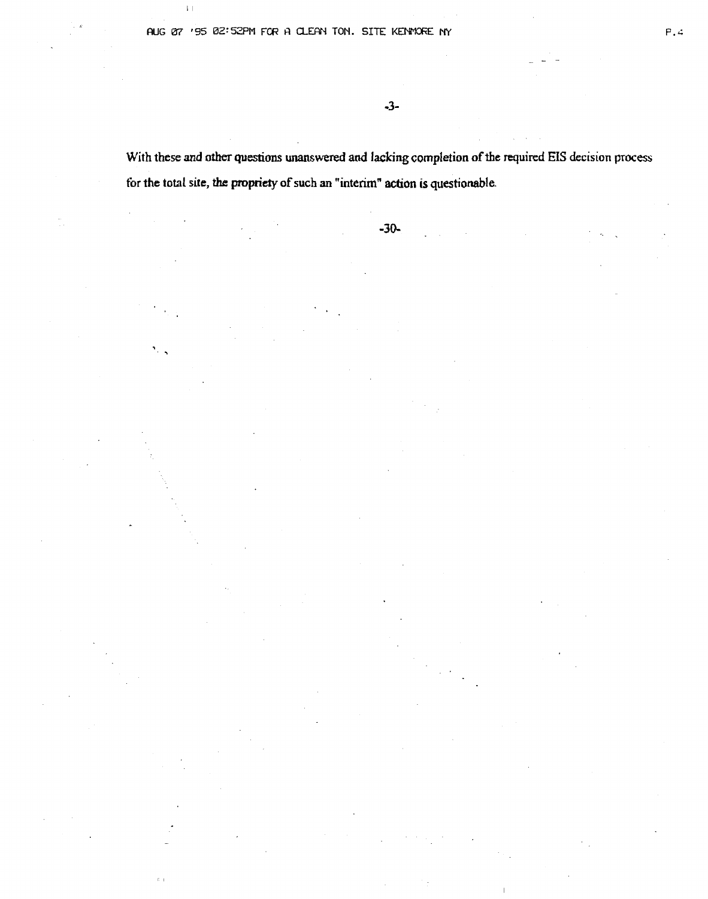With these and other questions unanswered and lacking completion of the required EIS decision process for the total site, the propriety of such an "interim" action is questionable.

-30-